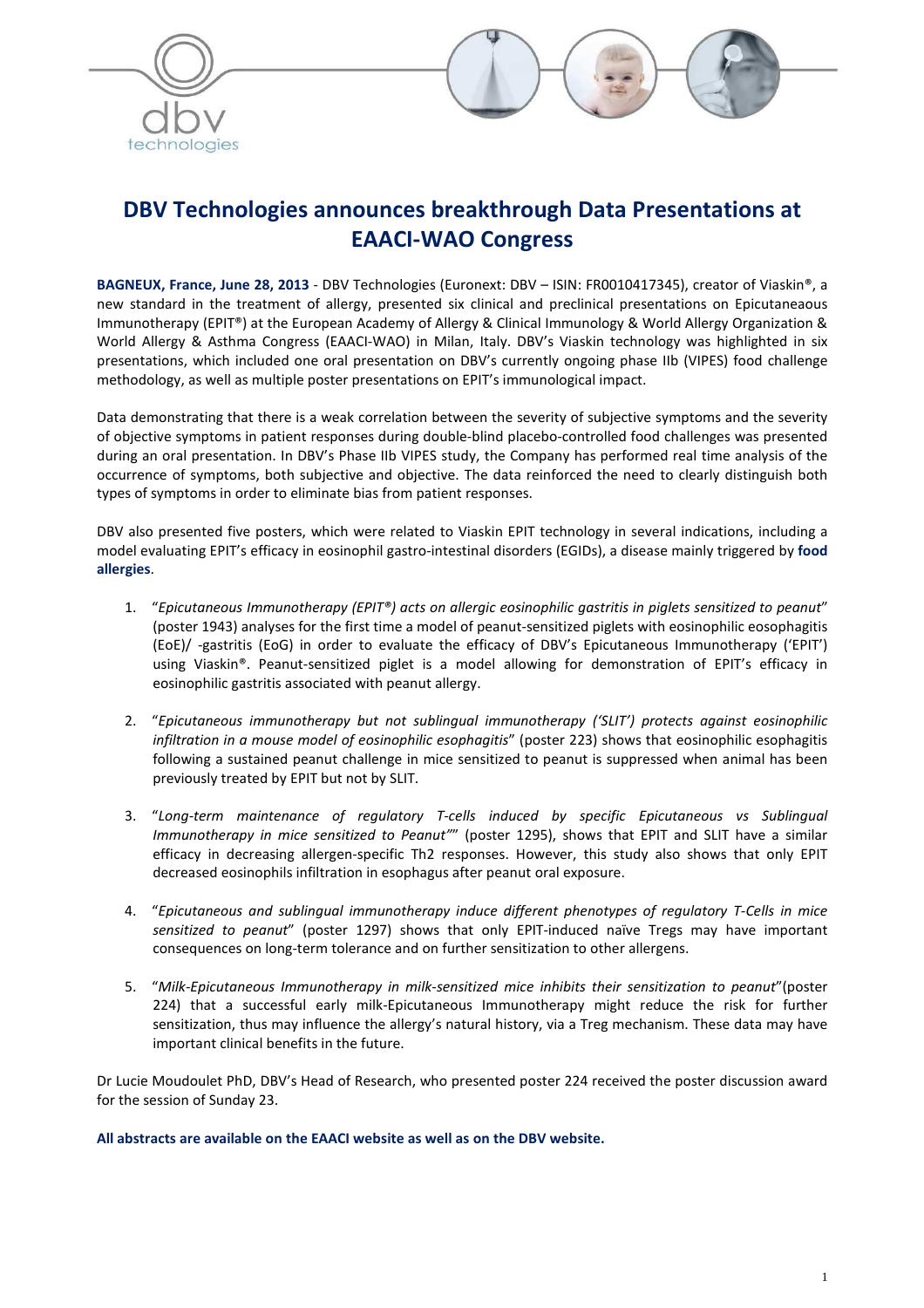# DBV Technologies announces breakthrough Data Presentations at EAACI-WAO Congress

**BAGNEUX, France, June 28, 2013** - DBV Technologies (Euronext: DBV – ISIN: FR0010417345), creator of Viaskin®, a new standard in the treatment of allergy, presented six clinical and preclinical presentations on Epicutaneaous Immunotherapy (EPIT®) at the European Academy of Allergy & Clinical Immunology & World Allergy Organization & World Allergy & Asthma Congress (EAACI-WAO) in Milan, Italy. DBV's Viaskin technology was highlighted in six presentations, which included one oral presentation on DBV's currently ongoing phase IIb (VIPES) food challenge methodology, as well as multiple poster presentations on EPIT's immunological impact.

Data demonstrating that there is a weak correlation between the severity of subjective symptoms and the severity of objective symptoms in patient responses during double-blind placebo-controlled food challenges was presented during an oral presentation. In DBV's Phase IIb VIPES study, the Company has performed real time analysis of the occurrence of symptoms, both subjective and objective. The data reinforced the need to clearly distinguish both types of symptoms in order to eliminate bias from patient responses.

DBV also presented five posters, which were related to Viaskin EPIT technology in several indications, including a model evaluating EPIT's efficacy in eosinophil gastro-intestinal disorders (EGIDs), a disease mainly triggered by **food allergies**.

1. "*Epicutaneous Immunotherapy (EPIT®) acts on allergic eosinophilic gastritis in piglets sensitized to peanut*" (poster 1943) analyses for the first time a model of peanut-sensitized piglets with eosinophilic eosophagitis (EoE)/ -gastritis (EoG) in order to evaluate the efficacy of DBV's Epicutaneous Immunotherapy ('EPIT') using Viaskin®. Peanut-sensitized piglet is a model allowing for demonstration of EPIT's efficacy in eosinophilic gastritis associated with peanut allergy.

2. "*Epicutaneous immunotherapy but not sublingual immunotherapy ('SLIT') protects against eosinophilic infiltration in a mouse model of eosinophilic esophagitis*" (poster 223) shows that eosinophilic esophagitis following a sustained peanut challenge in mice sensitized to peanut is suppressed when animal has been previously treated by EPIT but not by SLIT.

3. "*Long-term maintenance of regulatory T-cells induced by specific Epicutaneous vs Sublingual Immunotherapy in mice sensitized to Peanut*"" (poster 1295), shows that EPIT and SLIT have a similar efficacy in decreasing allergen-specific Th2 responses. However, this study also shows that only EPIT decreased eosinophils infiltration in esophagus after peanut oral exposure.

4. "*Epicutaneous and sublingual immunotherapy induce different phenotypes of regulatory T-Cells in mice sensitized to peanut*" (poster 1297) shows that only EPIT-induced naïve Tregs may have important consequences on long-term tolerance and on further sensitization to other allergens.

5. "*Milk-Epicutaneous Immunotherapy in milk-sensitized mice inhibits their sensitization to peanut*"(poster 224) that a successful early milk-Epicutaneous Immunotherapy might reduce the risk for further sensitization, thus may influence the allergy's natural history, via a Treg mechanism. These data may have important clinical benefits in the future.

Dr Lucie Moudoulet PhD, DBV's Head of Research, who presented poster 224 received the poster discussion award for the session of Sunday 23.

**All abstracts are available on the EAACI website as well as on the DBV website.**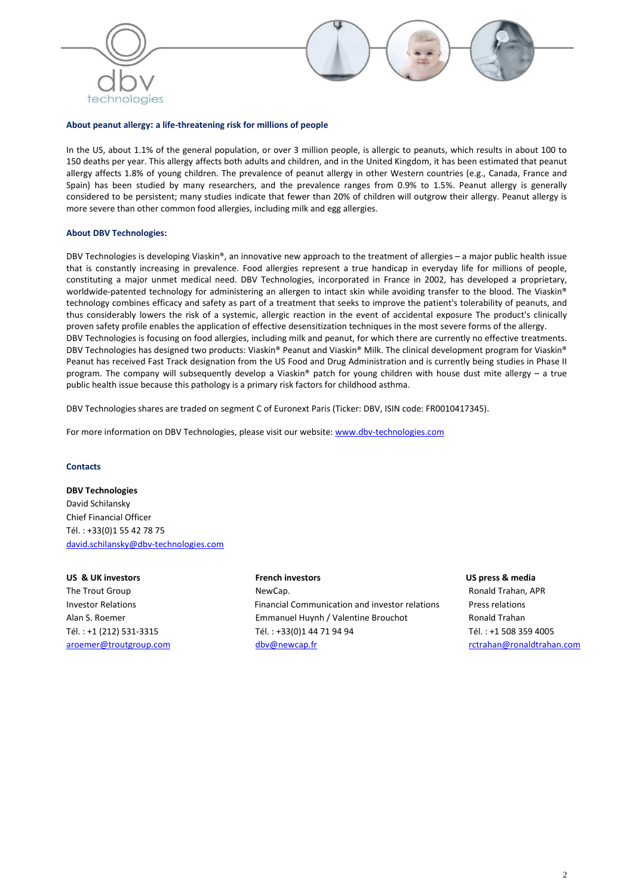**About peanut allergy: a life-threatening risk for millions of people**

In the US, about 1.1% of the general population, or over 3 million people, is allergic to peanuts, which results in about 100 to 150 deaths per year. This allergy affects both adults and children, and in the United Kingdom, it has been estimated that peanut allergy affects 1.8% of young children. The prevalence of peanut allergy in other Western countries (e.g., Canada, France and Spain) has been studied by many researchers, and the prevalence ranges from 0.9% to 1.5%. Peanut allergy is generally considered to be persistent; many studies indicate that fewer than 20% of children will outgrow their allergy. Peanut allergy is more severe than other common food allergies, including milk and egg allergies.

**About DBV Technologies:**

DBV Technologies is developing Viaskin®, an innovative new approach to the treatment of allergies – a major public health issue that is constantly increasing in prevalence. Food allergies represent a true handicap in everyday life for millions of people, constituting a major unmet medical need. DBV Technologies, incorporated in France in 2002, has developed a proprietary, worldwide-patented technology for administering an allergen to intact skin while avoiding transfer to the blood. The Viaskin® technology combines efficacy and safety as part of a treatment that seeks to improve the patient's tolerability of peanuts, and thus considerably lowers the risk of a systemic, allergic reaction in the event of accidental exposure The product's clinically proven safety profile enables the application of effective desensitization techniques in the most severe forms of the allergy.
DBV Technologies is focusing on food allergies, including milk and peanut, for which there are currently no effective treatments. DBV Technologies has designed two products: Viaskin® Peanut and Viaskin® Milk. The clinical development program for Viaskin® Peanut has received Fast Track designation from the US Food and Drug Administration and is currently being studies in Phase II program. The company will subsequently develop a Viaskin® patch for young children with house dust mite allergy – a true public health issue because this pathology is a primary risk factors for childhood asthma.

DBV Technologies shares are traded on segment C of Euronext Paris (Ticker: DBV, ISIN code: FR0010417345).

For more information on DBV Technologies, please visit our website: www.dbv-technologies.com

**Contacts**

**DBV Technologies**
David Schilansky
Chief Financial Officer
Tél. : +33(0)1 55 42 78 75
david.schilansky@dbv-technologies.com

**US & UK investors**
The Trout Group
Investor Relations
Alan S. Roemer
Tél. : +1 (212) 531-3315
aroemer@troutgroup.com

**French investors**
NewCap.
Financial Communication and investor relations
Emmanuel Huynh / Valentine Brouchot
Tél. : +33(0)1 44 71 94 94
dbv@newcap.fr

**US press & media**
Ronald Trahan, APR
Press relations
Ronald Trahan
Tél. : +1 508 359 4005
rctrahan@ronaldtrahan.com